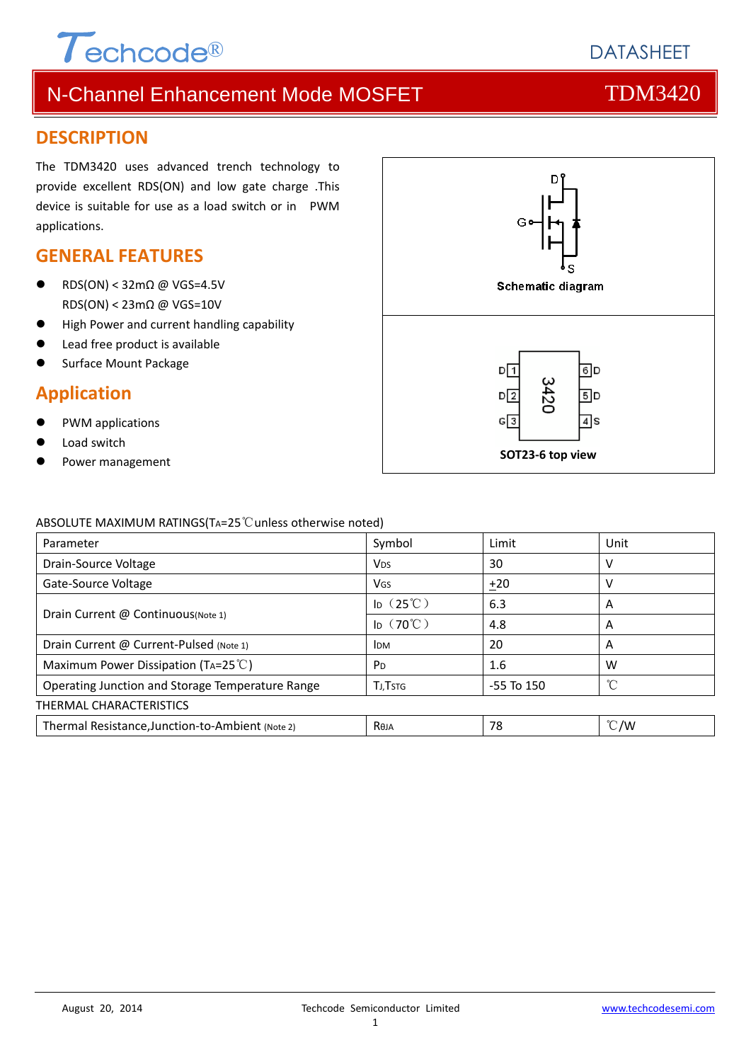Techcode®

DATASHEET

# N-Channel Enhancement Mode MOSFET TDM3420

## DESCRIPTION

The TDM3420 uses advanced trench technology to provide excellent RDS(ON) and low gate charge .This device is suitable for use as a load switch or in PWM applications.

## GENERAL FEATURES

- RDS(ON) < 32mΩ @ VGS=4.5V
  RDS(ON) < 23mΩ @ VGS=10V
- High Power and current handling capability
- Lead free product is available
- Surface Mount Package

## Application

- PWM applications
- Load switch
- Power management

Schematic diagram

SOT23-6 top view

ABSOLUTE MAXIMUM RATINGS($T_A$=25℃unless otherwise noted)

| Parameter | Symbol | Limit | Unit |
|---|---|---|---|
| Drain-Source Voltage | $V_{DS}$ | 30 | V |
| Gate-Source Voltage | $V_{GS}$ | $\pm$20 | V |
| Drain Current @ Continuous(Note 1) | $I_D$（25℃） | 6.3 | A |
| | $I_D$（70℃） | 4.8 | A |
| Drain Current @ Current-Pulsed (Note 1) | $I_{DM}$ | 20 | A |
| Maximum Power Dissipation ($T_A$=25℃) | $P_D$ | 1.6 | W |
| Operating Junction and Storage Temperature Range | $T_J$,$T_{STG}$ | -55 To 150 | ℃ |
| THERMAL CHARACTERISTICS | | | |
| Thermal Resistance,Junction-to-Ambient (Note 2) | $R_{\theta JA}$ | 78 | ℃/W |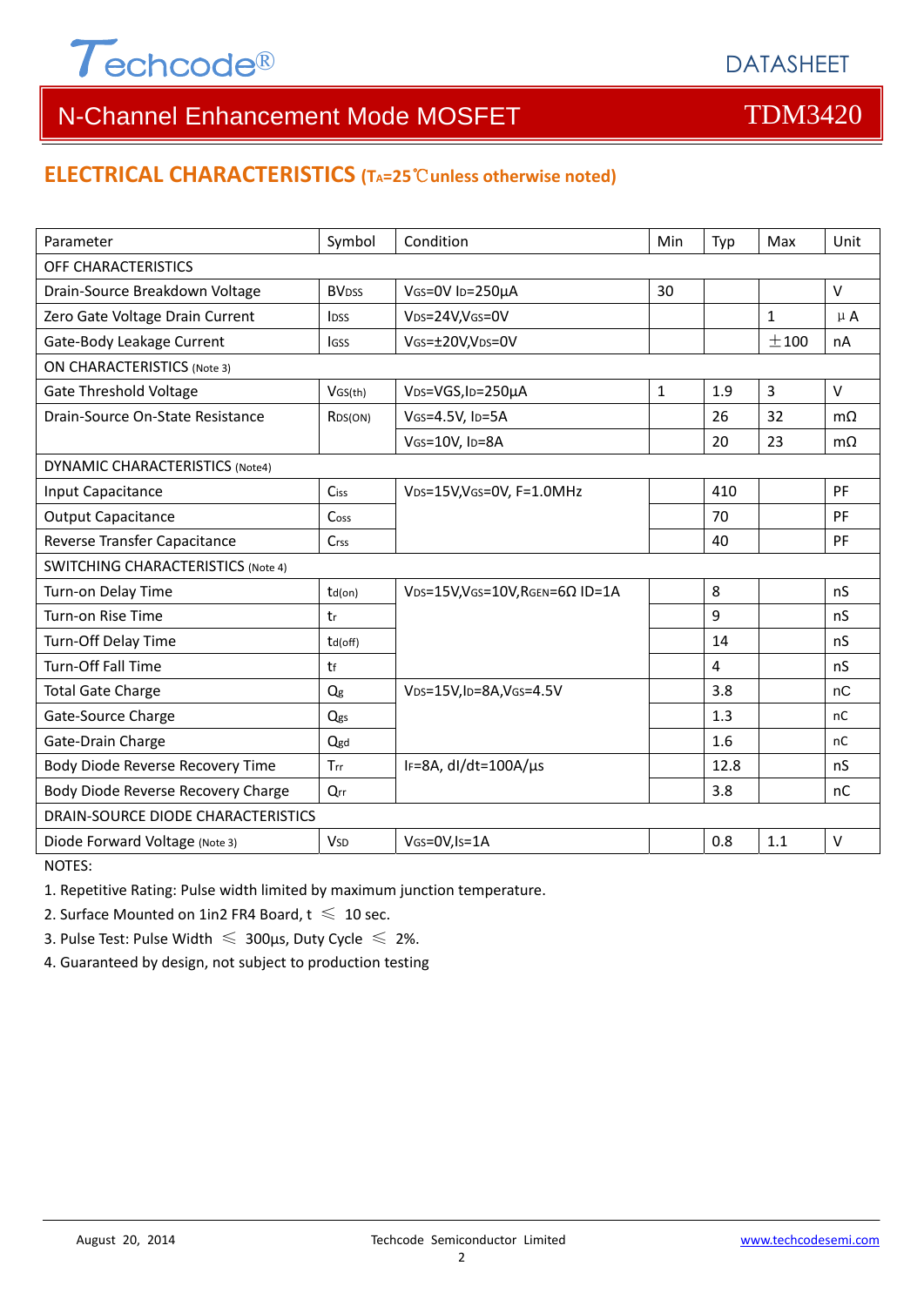## ELECTRICAL CHARACTERISTICS ($T_A$=25℃unless otherwise noted)

| Parameter | Symbol | Condition | Min | Typ | Max | Unit |
|---|---|---|---|---|---|---|
| OFF CHARACTERISTICS | | | | | | |
| Drain-Source Breakdown Voltage | $BV_{DSS}$ | $V_{GS}$=0V $I_D$=250µA | 30 | | | V |
| Zero Gate Voltage Drain Current | $I_{DSS}$ | $V_{DS}$=24V,$V_{GS}$=0V | | | 1 | µA |
| Gate-Body Leakage Current | $I_{GSS}$ | $V_{GS}$=±20V,$V_{DS}$=0V | | | ±100 | nA |
| ON CHARACTERISTICS (Note 3) | | | | | | |
| Gate Threshold Voltage | $V_{GS(th)}$ | $V_{DS}$=VGS,$I_D$=250µA | 1 | 1.9 | 3 | V |
| Drain-Source On-State Resistance | $R_{DS(ON)}$ | $V_{GS}$=4.5V, $I_D$=5A | | 26 | 32 | mΩ |
| | | $V_{GS}$=10V, $I_D$=8A | | 20 | 23 | mΩ |
| DYNAMIC CHARACTERISTICS (Note4) | | | | | | |
| Input Capacitance | $C_{iss}$ | $V_{DS}$=15V,$V_{GS}$=0V, F=1.0MHz | | 410 | | PF |
| Output Capacitance | $C_{oss}$ | | | 70 | | PF |
| Reverse Transfer Capacitance | $C_{rss}$ | | | 40 | | PF |
| SWITCHING CHARACTERISTICS (Note 4) | | | | | | |
| Turn-on Delay Time | $t_{d(on)}$ | $V_{DS}$=15V,$V_{GS}$=10V,$R_{GEN}$=6Ω ID=1A | | 8 | | nS |
| Turn-on Rise Time | $t_r$ | | | 9 | | nS |
| Turn-Off Delay Time | $t_{d(off)}$ | | | 14 | | nS |
| Turn-Off Fall Time | $t_f$ | | | 4 | | nS |
| Total Gate Charge | $Q_g$ | $V_{DS}$=15V,$I_D$=8A,$V_{GS}$=4.5V | | 3.8 | | nC |
| Gate-Source Charge | $Q_{gs}$ | | | 1.3 | | nC |
| Gate-Drain Charge | $Q_{gd}$ | | | 1.6 | | nC |
| Body Diode Reverse Recovery Time | $T_{rr}$ | $I_F$=8A, dI/dt=100A/µs | | 12.8 | | nS |
| Body Diode Reverse Recovery Charge | $Q_{rr}$ | | | 3.8 | | nC |
| DRAIN-SOURCE DIODE CHARACTERISTICS | | | | | | |
| Diode Forward Voltage (Note 3) | $V_{SD}$ | $V_{GS}$=0V,$I_S$=1A | | 0.8 | 1.1 | V |

NOTES:

1. Repetitive Rating: Pulse width limited by maximum junction temperature.
2. Surface Mounted on 1in2 FR4 Board, t ≤ 10 sec.
3. Pulse Test: Pulse Width ≤ 300µs, Duty Cycle ≤ 2%.
4. Guaranteed by design, not subject to production testing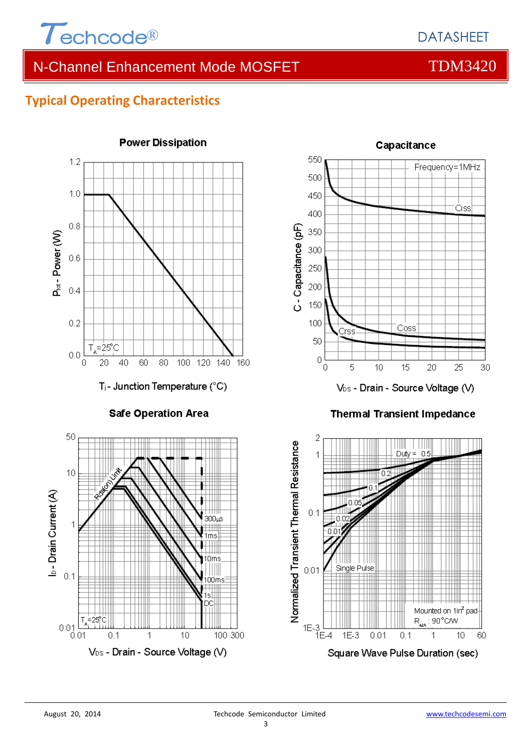## Typical Operating Characteristics

**Power Dissipation**

$P_{tot}$ - Power (W)

$T_A$=25°C

$T_j$ - Junction Temperature (°C)

**Capacitance**

Frequency=1MHz

Ciss

Coss

Crss

C - Capacitance (pF)

$V_{DS}$ - Drain - Source Voltage (V)

**Safe Operation Area**

Rds(on) Limit

300μs

1ms

10ms

100ms

1s

DC

$T_A$=25°C

$I_D$ - Drain Current (A)

$V_{DS}$ - Drain - Source Voltage (V)

**Thermal Transient Impedance**

Duty = 0.5

0.2

0.1

0.05

0.02

0.01

Single Pulse

Mounted on 1in² pad

$R_{\theta JA}$ : 90°C/W

Normalized Transient Thermal Resistance

Square Wave Pulse Duration (sec)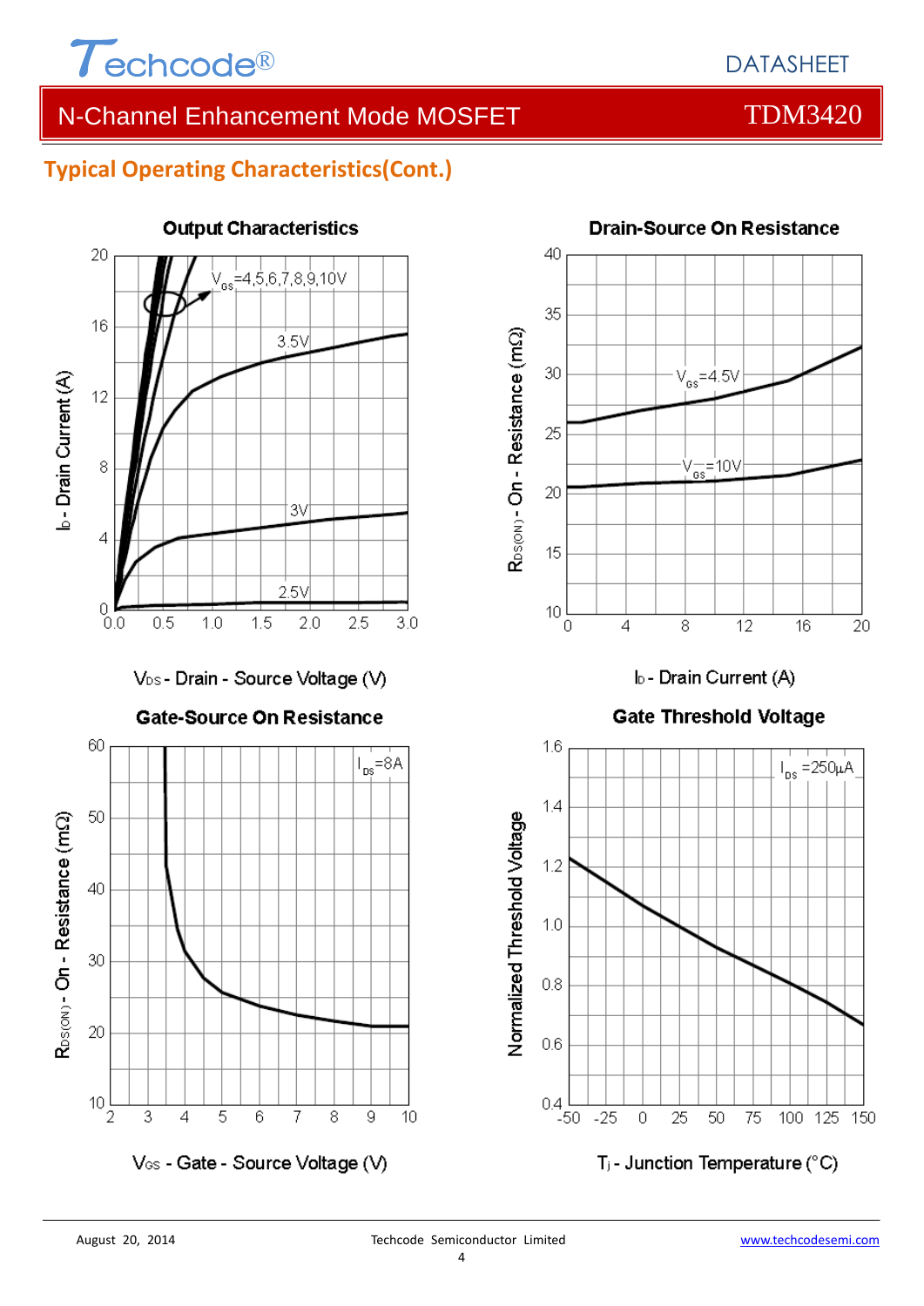## Typical Operating Characteristics(Cont.)

**Output Characteristics**

$V_{GS}$=4,5,6,7,8,9,10V

3.5V

3V

2.5V

$I_D$ - Drain Current (A)

$V_{DS}$ - Drain - Source Voltage (V)

**Drain-Source On Resistance**

$V_{GS}$=4.5V

$V_{GS}$=10V

$R_{DS(ON)}$ - On - Resistance (mΩ)

$I_D$ - Drain Current (A)

**Gate-Source On Resistance**

$I_{DS}$=8A

$R_{DS(ON)}$ - On - Resistance (mΩ)

$V_{GS}$ - Gate - Source Voltage (V)

**Gate Threshold Voltage**

$I_{DS}$ =250μA

Normalized Threshold Voltage

$T_j$ - Junction Temperature (°C)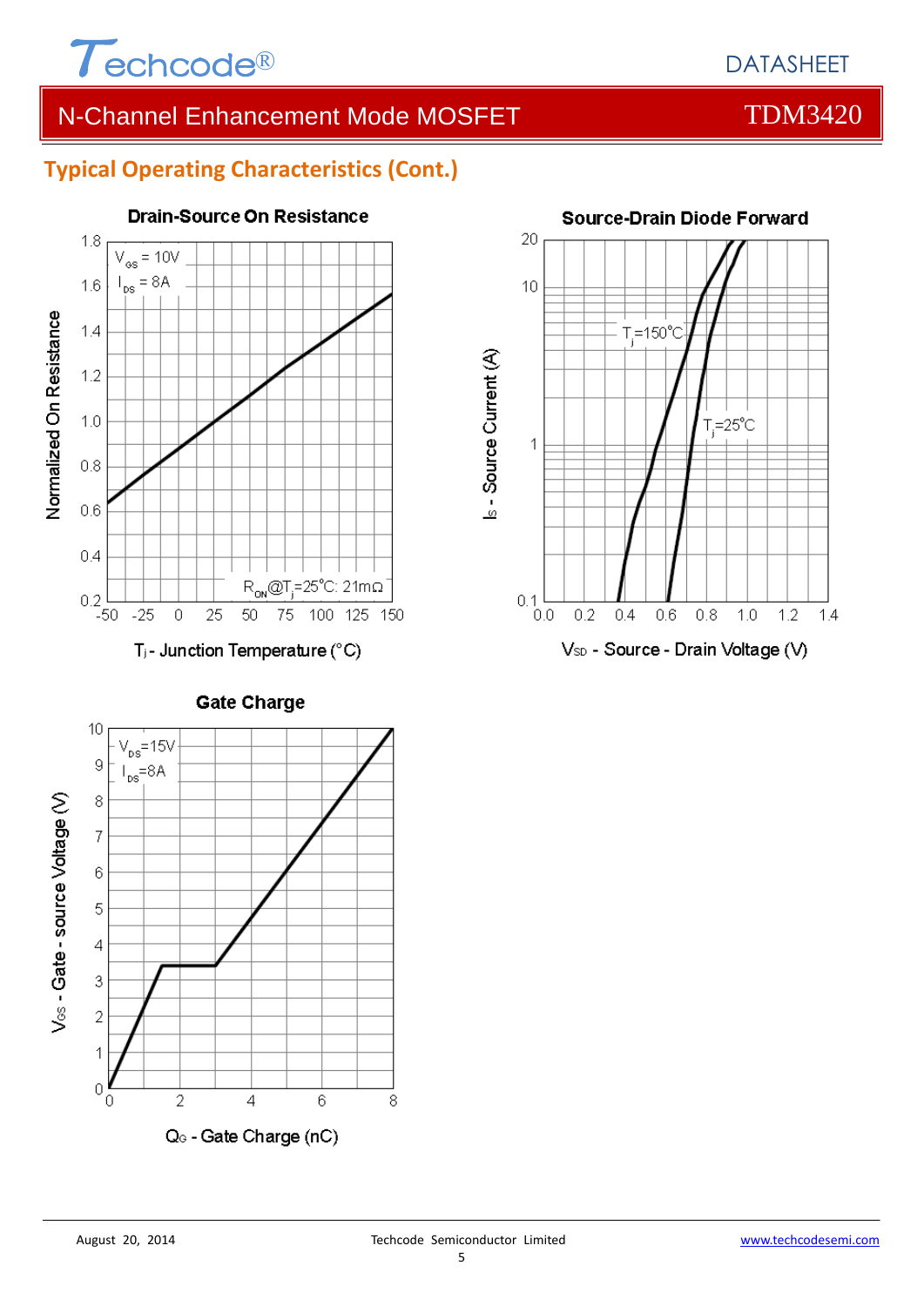## Typical Operating Characteristics (Cont.)

**Drain-Source On Resistance**

$V_{GS}$ = 10V
$I_{DS}$ = 8A

$R_{ON}$@$T_j$=25°C: 21mΩ

Normalized On Resistance

$T_j$ - Junction Temperature (°C)

**Source-Drain Diode Forward**

$T_j$=150°C

$T_j$=25°C

$I_S$ - Source Current (A)

$V_{SD}$ - Source - Drain Voltage (V)

**Gate Charge**

$V_{DS}$=15V
$I_{DS}$=8A

$V_{GS}$ - Gate - source Voltage (V)

$Q_G$ - Gate Charge (nC)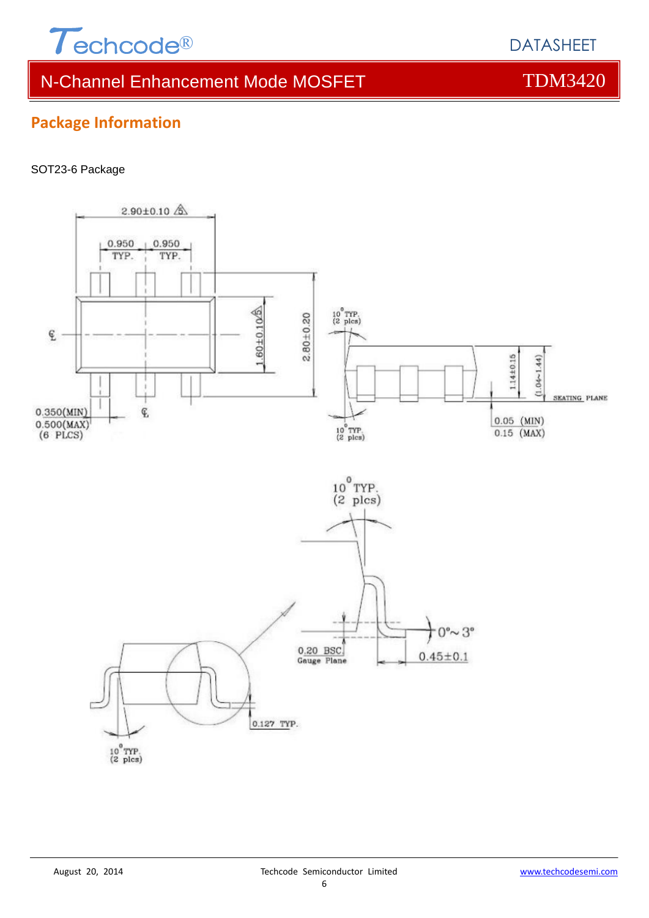## Package Information

SOT23-6 Package

2.90±0.10

0.950 TYP. 0.950 TYP.

1.60±0.10

2.80±0.20

0.350(MIN)
0.500(MAX)
(6 PLCS)

10° TYP. (2 plcs)

1.14±0.15

(1.04~1.44)

SEATING PLANE

0.05 (MIN)
0.15 (MAX)

0.20 BSC
Gauge Plane

0°~ 3°

0.45±0.1

0.127 TYP.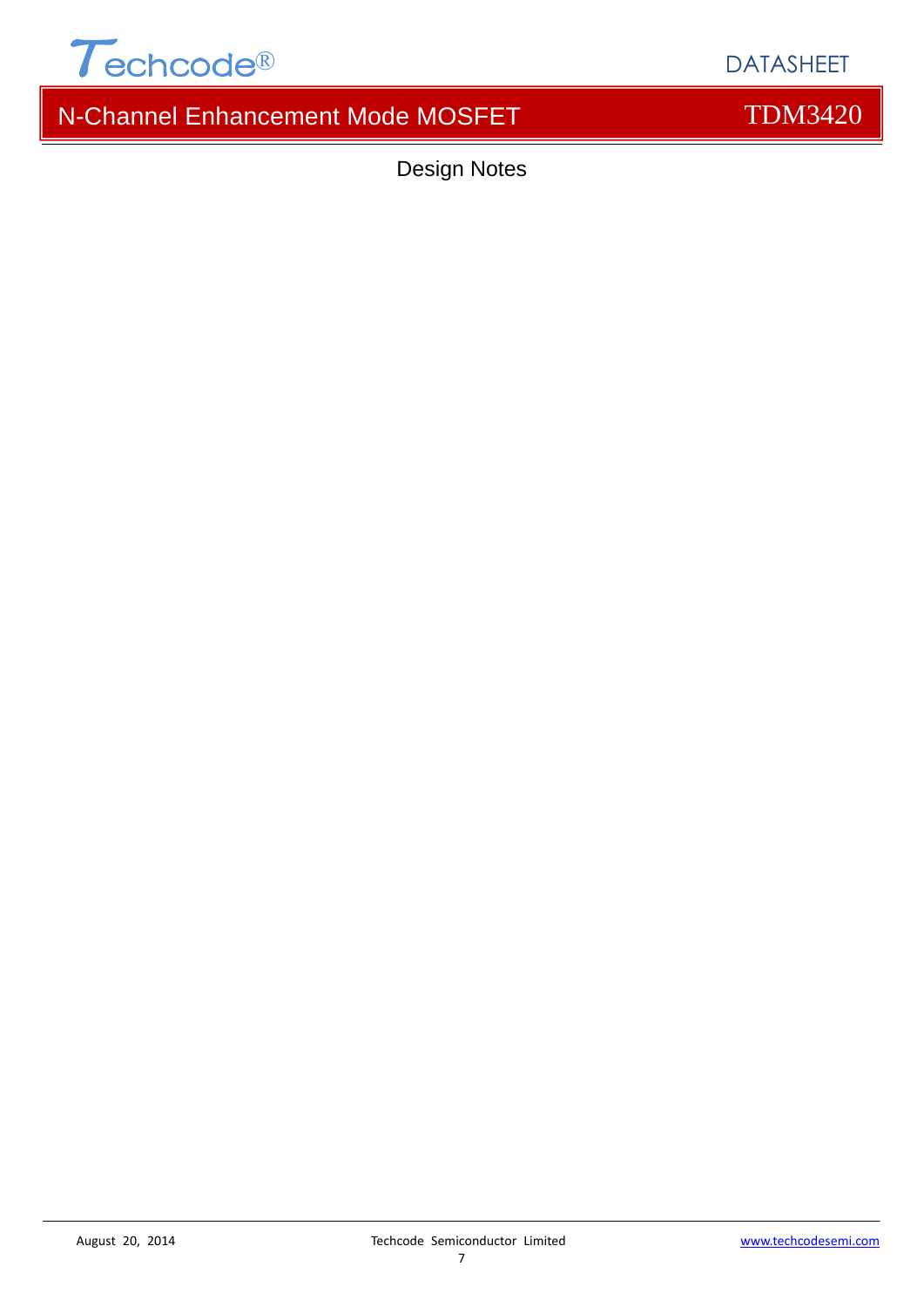Design Notes